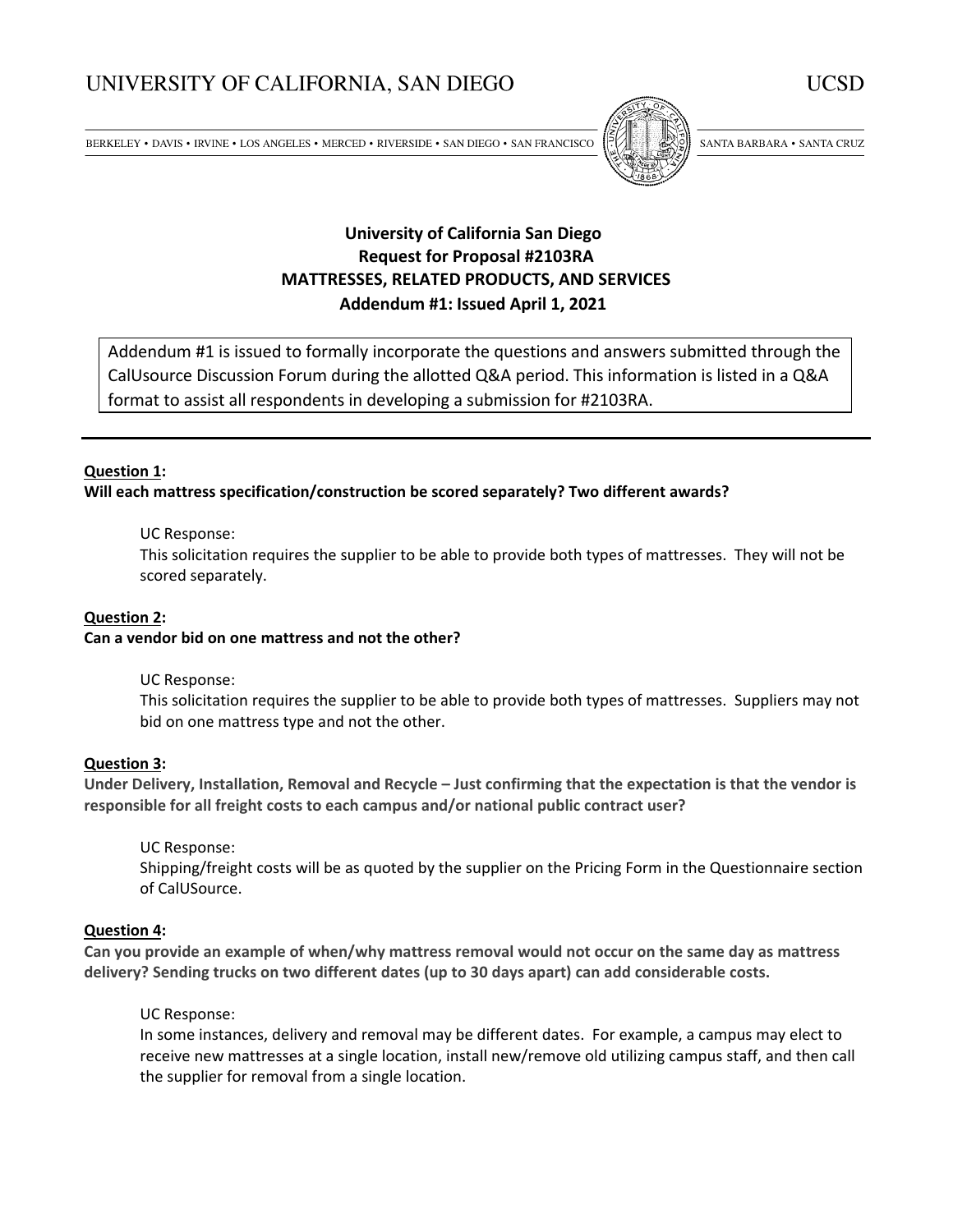UNIVERSITY OF CALIFORNIA, SAN DIEGO — UCSD

BERKELEY • DAVIS • IRVINE • LOS ANGELES • MERCED • RIVERSIDE • SAN DIEGO • SAN FRANCISCO — SANTA BARBARA • SANTA CRUZ

# University of California San Diego
## Request for Proposal #2103RA
## MATTRESSES, RELATED PRODUCTS, AND SERVICES
## Addendum #1: Issued April 1, 2021

Addendum #1 is issued to formally incorporate the questions and answers submitted through the CalUsource Discussion Forum during the allotted Q&A period. This information is listed in a Q&A format to assist all respondents in developing a submission for #2103RA.

---

**Question 1:**
**Will each mattress specification/construction be scored separately? Two different awards?**

UC Response:
This solicitation requires the supplier to be able to provide both types of mattresses. They will not be scored separately.

**Question 2:**
**Can a vendor bid on one mattress and not the other?**

UC Response:
This solicitation requires the supplier to be able to provide both types of mattresses. Suppliers may not bid on one mattress type and not the other.

**Question 3:**
**Under Delivery, Installation, Removal and Recycle – Just confirming that the expectation is that the vendor is responsible for all freight costs to each campus and/or national public contract user?**

UC Response:
Shipping/freight costs will be as quoted by the supplier on the Pricing Form in the Questionnaire section of CalUSource.

**Question 4:**
**Can you provide an example of when/why mattress removal would not occur on the same day as mattress delivery? Sending trucks on two different dates (up to 30 days apart) can add considerable costs.**

UC Response:
In some instances, delivery and removal may be different dates. For example, a campus may elect to receive new mattresses at a single location, install new/remove old utilizing campus staff, and then call the supplier for removal from a single location.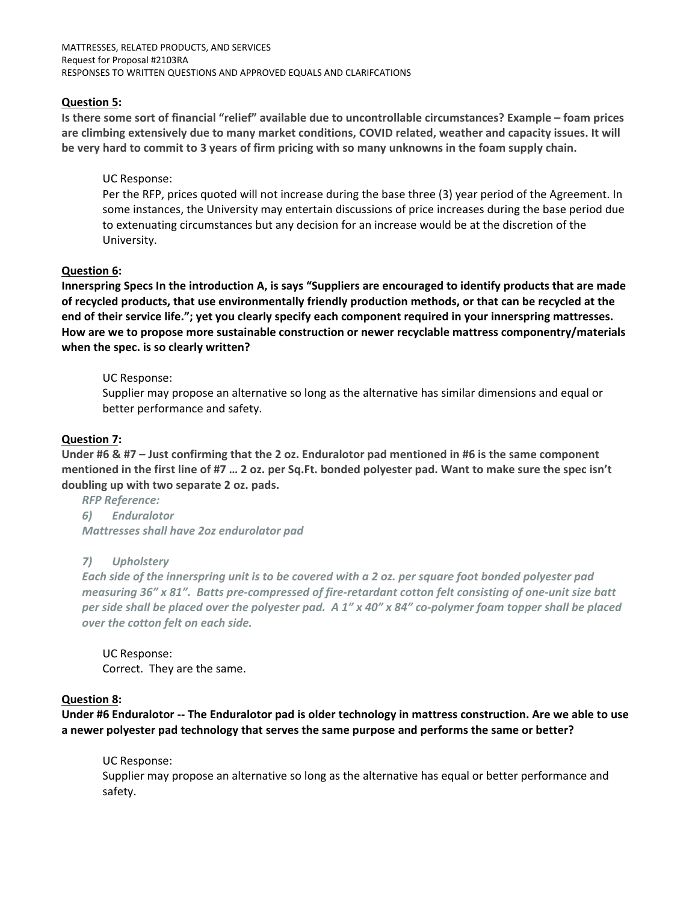**Question 5:**

**Is there some sort of financial "relief" available due to uncontrollable circumstances? Example – foam prices are climbing extensively due to many market conditions, COVID related, weather and capacity issues. It will be very hard to commit to 3 years of firm pricing with so many unknowns in the foam supply chain.**

UC Response:
Per the RFP, prices quoted will not increase during the base three (3) year period of the Agreement. In some instances, the University may entertain discussions of price increases during the base period due to extenuating circumstances but any decision for an increase would be at the discretion of the University.

**Question 6:**

**Innerspring Specs In the introduction A, is says "Suppliers are encouraged to identify products that are made of recycled products, that use environmentally friendly production methods, or that can be recycled at the end of their service life."; yet you clearly specify each component required in your innerspring mattresses. How are we to propose more sustainable construction or newer recyclable mattress componentry/materials when the spec. is so clearly written?**

UC Response:
Supplier may propose an alternative so long as the alternative has similar dimensions and equal or better performance and safety.

**Question 7:**

**Under #6 & #7 – Just confirming that the 2 oz. Enduralotor pad mentioned in #6 is the same component mentioned in the first line of #7 … 2 oz. per Sq.Ft. bonded polyester pad. Want to make sure the spec isn't doubling up with two separate 2 oz. pads.**

*RFP Reference:*

*6) Enduralotor*

*Mattresses shall have 2oz endurolator pad*

*7) Upholstery*

*Each side of the innerspring unit is to be covered with a 2 oz. per square foot bonded polyester pad measuring 36" x 81". Batts pre-compressed of fire-retardant cotton felt consisting of one-unit size batt per side shall be placed over the polyester pad. A 1" x 40" x 84" co-polymer foam topper shall be placed over the cotton felt on each side.*

UC Response:
Correct. They are the same.

**Question 8:**

**Under #6 Enduralotor -- The Enduralotor pad is older technology in mattress construction. Are we able to use a newer polyester pad technology that serves the same purpose and performs the same or better?**

UC Response:
Supplier may propose an alternative so long as the alternative has equal or better performance and safety.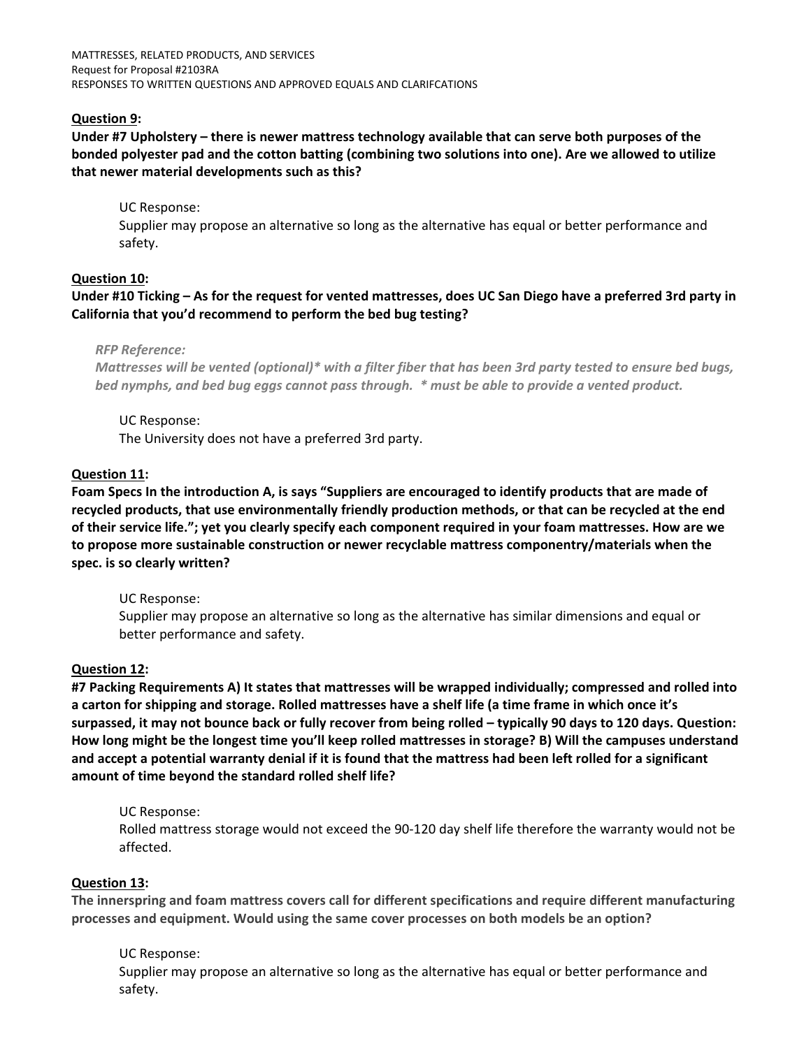**Question 9:**

**Under #7 Upholstery – there is newer mattress technology available that can serve both purposes of the bonded polyester pad and the cotton batting (combining two solutions into one). Are we allowed to utilize that newer material developments such as this?**

UC Response:
Supplier may propose an alternative so long as the alternative has equal or better performance and safety.

**Question 10:**

**Under #10 Ticking – As for the request for vented mattresses, does UC San Diego have a preferred 3rd party in California that you'd recommend to perform the bed bug testing?**

*RFP Reference:*
*Mattresses will be vented (optional)* with a filter fiber that has been 3rd party tested to ensure bed bugs, bed nymphs, and bed bug eggs cannot pass through.  * must be able to provide a vented product.*

UC Response:
The University does not have a preferred 3rd party.

**Question 11:**

**Foam Specs In the introduction A, is says "Suppliers are encouraged to identify products that are made of recycled products, that use environmentally friendly production methods, or that can be recycled at the end of their service life."; yet you clearly specify each component required in your foam mattresses. How are we to propose more sustainable construction or newer recyclable mattress componentry/materials when the spec. is so clearly written?**

UC Response:
Supplier may propose an alternative so long as the alternative has similar dimensions and equal or better performance and safety.

**Question 12:**

**#7 Packing Requirements A) It states that mattresses will be wrapped individually; compressed and rolled into a carton for shipping and storage. Rolled mattresses have a shelf life (a time frame in which once it's surpassed, it may not bounce back or fully recover from being rolled – typically 90 days to 120 days. Question: How long might be the longest time you'll keep rolled mattresses in storage? B) Will the campuses understand and accept a potential warranty denial if it is found that the mattress had been left rolled for a significant amount of time beyond the standard rolled shelf life?**

UC Response:
Rolled mattress storage would not exceed the 90-120 day shelf life therefore the warranty would not be affected.

**Question 13:**

**The innerspring and foam mattress covers call for different specifications and require different manufacturing processes and equipment. Would using the same cover processes on both models be an option?**

UC Response:
Supplier may propose an alternative so long as the alternative has equal or better performance and safety.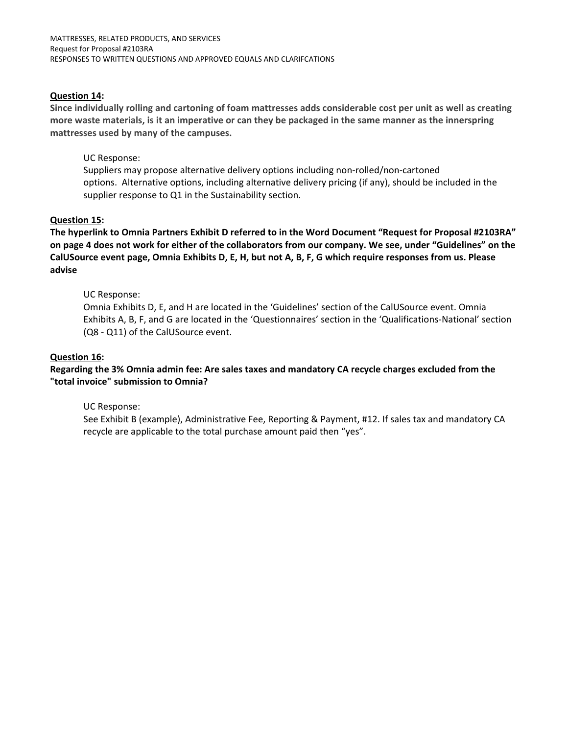**Question 14:**

**Since individually rolling and cartoning of foam mattresses adds considerable cost per unit as well as creating more waste materials, is it an imperative or can they be packaged in the same manner as the innerspring mattresses used by many of the campuses.**

UC Response:
Suppliers may propose alternative delivery options including non-rolled/non-cartoned options. Alternative options, including alternative delivery pricing (if any), should be included in the supplier response to Q1 in the Sustainability section.

**Question 15:**

**The hyperlink to Omnia Partners Exhibit D referred to in the Word Document "Request for Proposal #2103RA" on page 4 does not work for either of the collaborators from our company. We see, under "Guidelines" on the CalUSource event page, Omnia Exhibits D, E, H, but not A, B, F, G which require responses from us. Please advise**

UC Response:
Omnia Exhibits D, E, and H are located in the 'Guidelines' section of the CalUSource event. Omnia Exhibits A, B, F, and G are located in the 'Questionnaires' section in the 'Qualifications-National' section (Q8 - Q11) of the CalUSource event.

**Question 16:**

**Regarding the 3% Omnia admin fee: Are sales taxes and mandatory CA recycle charges excluded from the "total invoice" submission to Omnia?**

UC Response:
See Exhibit B (example), Administrative Fee, Reporting & Payment, #12. If sales tax and mandatory CA recycle are applicable to the total purchase amount paid then "yes".